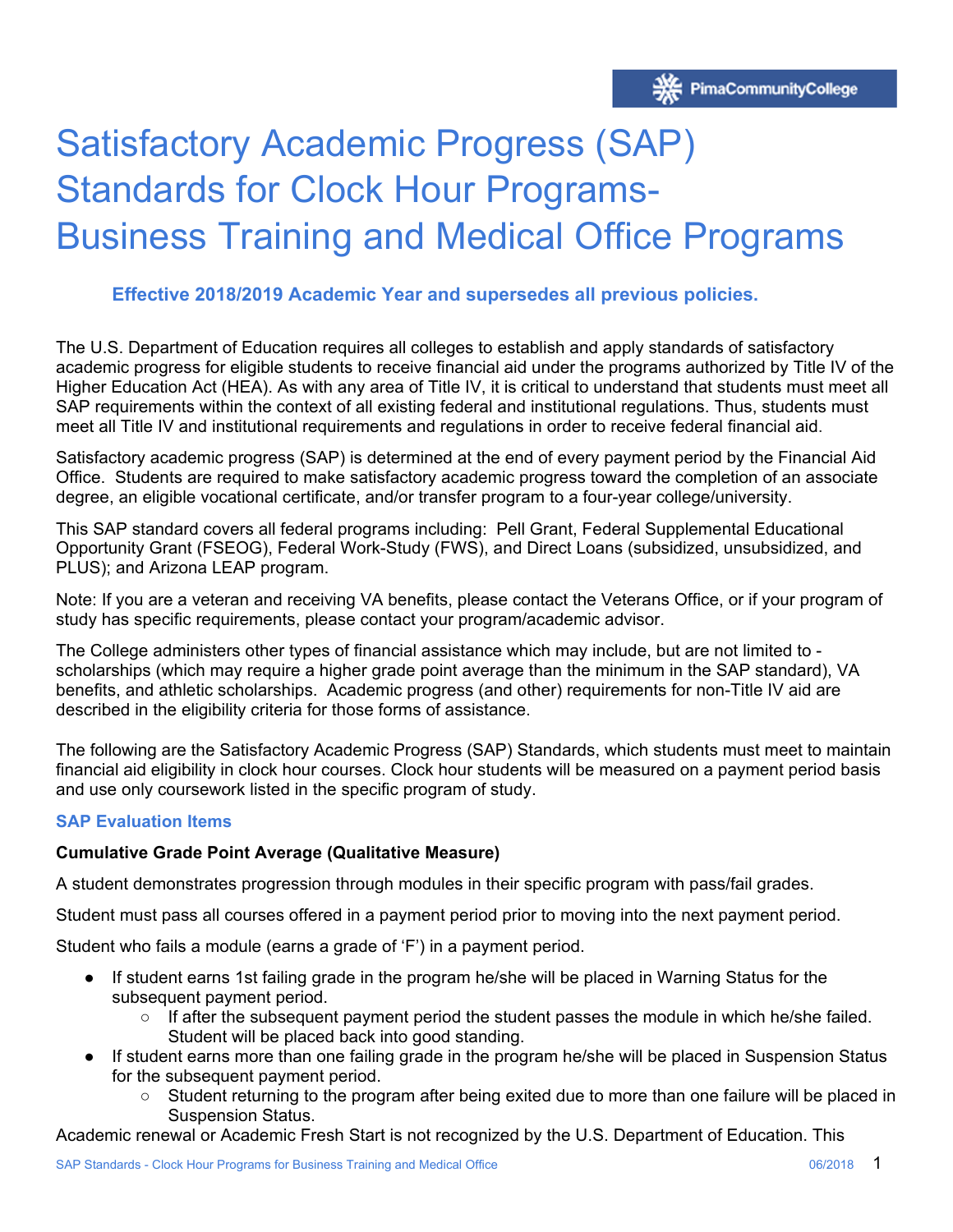# Satisfactory Academic Progress (SAP) Standards for Clock Hour Programs- Business Training and Medical Office Programs

**Effective 2018/2019 Academic Year and supersedes all previous policies.**

The U.S. Department of Education requires all colleges to establish and apply standards of satisfactory academic progress for eligible students to receive financial aid under the programs authorized by Title IV of the Higher Education Act (HEA). As with any area of Title IV, it is critical to understand that students must meet all SAP requirements within the context of all existing federal and institutional regulations. Thus, students must meet all Title IV and institutional requirements and regulations in order to receive federal financial aid.

Satisfactory academic progress (SAP) is determined at the end of every payment period by the Financial Aid Office. Students are required to make satisfactory academic progress toward the completion of an associate degree, an eligible vocational certificate, and/or transfer program to a four-year college/university.

This SAP standard covers all federal programs including: Pell Grant, Federal Supplemental Educational Opportunity Grant (FSEOG), Federal Work-Study (FWS), and Direct Loans (subsidized, unsubsidized, and PLUS); and Arizona LEAP program.

Note: If you are a veteran and receiving VA benefits, please contact the Veterans Office, or if your program of study has specific requirements, please contact your program/academic advisor.

The College administers other types of financial assistance which may include, but are not limited to - scholarships (which may require a higher grade point average than the minimum in the SAP standard), VA benefits, and athletic scholarships. Academic progress (and other) requirements for non-Title IV aid are described in the eligibility criteria for those forms of assistance.

The following are the Satisfactory Academic Progress (SAP) Standards, which students must meet to maintain financial aid eligibility in clock hour courses. Clock hour students will be measured on a payment period basis and use only coursework listed in the specific program of study.

## SAP Evaluation Items

**Cumulative Grade Point Average (Qualitative Measure)**

A student demonstrates progression through modules in their specific program with pass/fail grades.

Student must pass all courses offered in a payment period prior to moving into the next payment period.

Student who fails a module (earns a grade of 'F') in a payment period.

- If student earns 1st failing grade in the program he/she will be placed in Warning Status for the subsequent payment period.
  - If after the subsequent payment period the student passes the module in which he/she failed. Student will be placed back into good standing.
- If student earns more than one failing grade in the program he/she will be placed in Suspension Status for the subsequent payment period.
  - Student returning to the program after being exited due to more than one failure will be placed in Suspension Status.

Academic renewal or Academic Fresh Start is not recognized by the U.S. Department of Education. This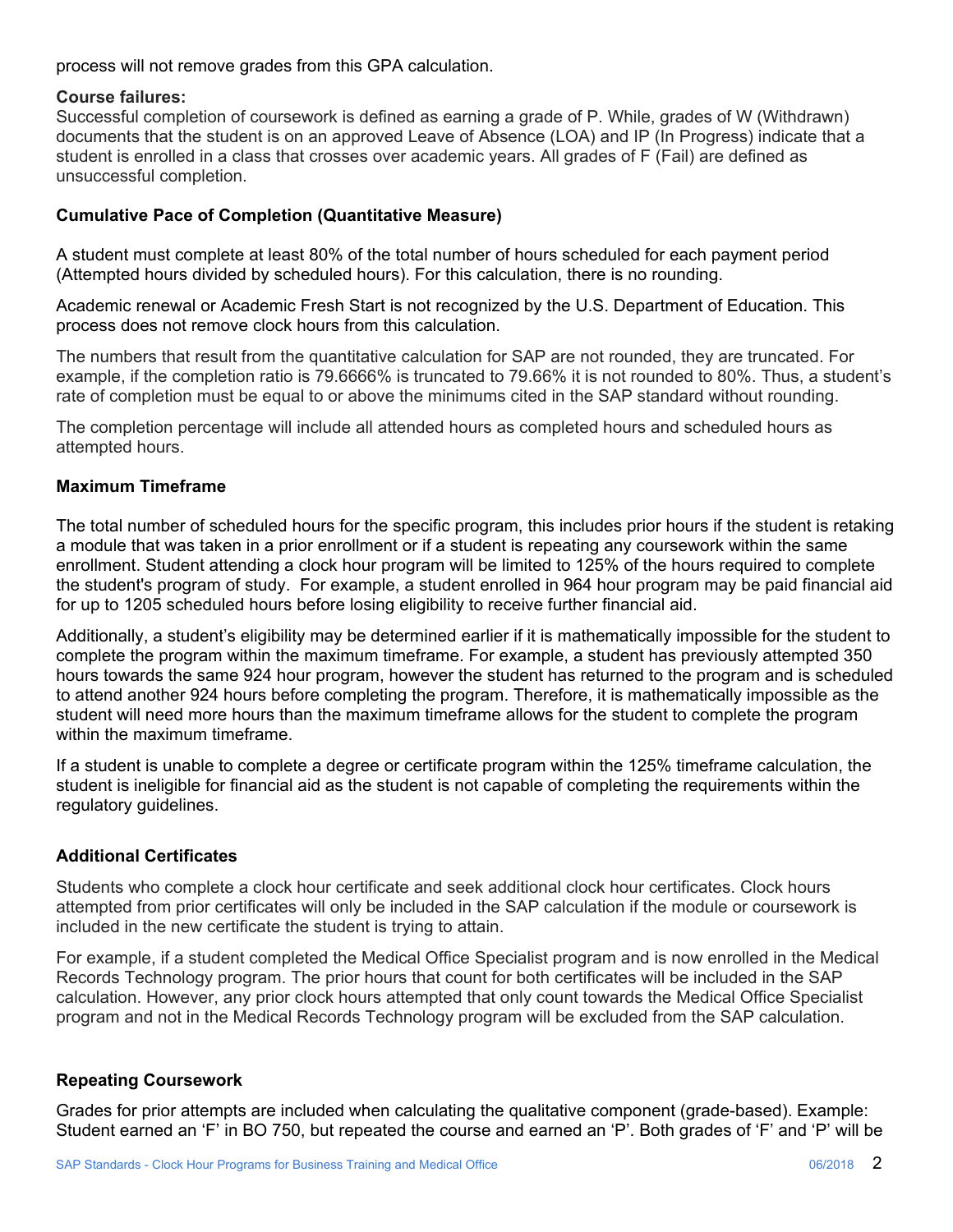process will not remove grades from this GPA calculation.

**Course failures:**
Successful completion of coursework is defined as earning a grade of P. While, grades of W (Withdrawn) documents that the student is on an approved Leave of Absence (LOA) and IP (In Progress) indicate that a student is enrolled in a class that crosses over academic years. All grades of F (Fail) are defined as unsuccessful completion.

### Cumulative Pace of Completion (Quantitative Measure)

A student must complete at least 80% of the total number of hours scheduled for each payment period (Attempted hours divided by scheduled hours). For this calculation, there is no rounding.

Academic renewal or Academic Fresh Start is not recognized by the U.S. Department of Education. This process does not remove clock hours from this calculation.

The numbers that result from the quantitative calculation for SAP are not rounded, they are truncated. For example, if the completion ratio is 79.6666% is truncated to 79.66% it is not rounded to 80%. Thus, a student's rate of completion must be equal to or above the minimums cited in the SAP standard without rounding.

The completion percentage will include all attended hours as completed hours and scheduled hours as attempted hours.

### Maximum Timeframe

The total number of scheduled hours for the specific program, this includes prior hours if the student is retaking a module that was taken in a prior enrollment or if a student is repeating any coursework within the same enrollment. Student attending a clock hour program will be limited to 125% of the hours required to complete the student's program of study. For example, a student enrolled in 964 hour program may be paid financial aid for up to 1205 scheduled hours before losing eligibility to receive further financial aid.

Additionally, a student's eligibility may be determined earlier if it is mathematically impossible for the student to complete the program within the maximum timeframe. For example, a student has previously attempted 350 hours towards the same 924 hour program, however the student has returned to the program and is scheduled to attend another 924 hours before completing the program. Therefore, it is mathematically impossible as the student will need more hours than the maximum timeframe allows for the student to complete the program within the maximum timeframe.

If a student is unable to complete a degree or certificate program within the 125% timeframe calculation, the student is ineligible for financial aid as the student is not capable of completing the requirements within the regulatory guidelines.

### Additional Certificates

Students who complete a clock hour certificate and seek additional clock hour certificates. Clock hours attempted from prior certificates will only be included in the SAP calculation if the module or coursework is included in the new certificate the student is trying to attain.

For example, if a student completed the Medical Office Specialist program and is now enrolled in the Medical Records Technology program. The prior hours that count for both certificates will be included in the SAP calculation. However, any prior clock hours attempted that only count towards the Medical Office Specialist program and not in the Medical Records Technology program will be excluded from the SAP calculation.

### Repeating Coursework

Grades for prior attempts are included when calculating the qualitative component (grade-based). Example: Student earned an 'F' in BO 750, but repeated the course and earned an 'P'. Both grades of 'F' and 'P' will be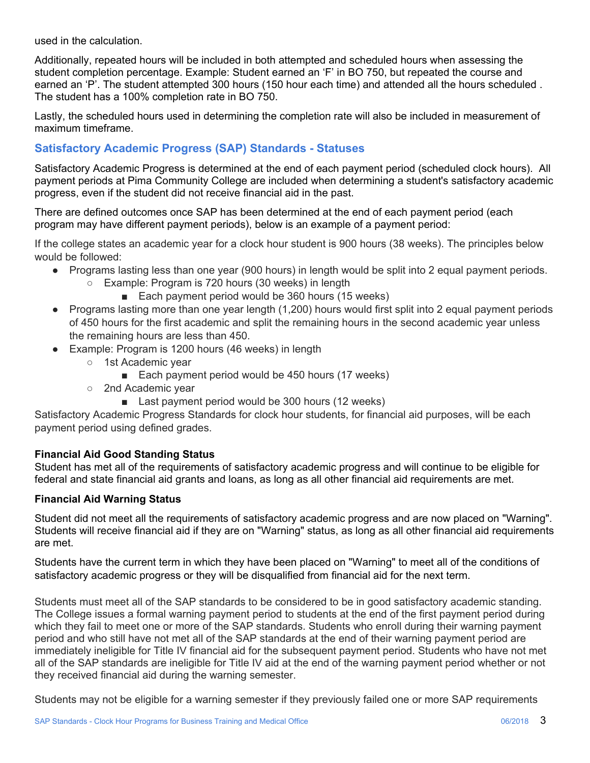used in the calculation.

Additionally, repeated hours will be included in both attempted and scheduled hours when assessing the student completion percentage. Example: Student earned an 'F' in BO 750, but repeated the course and earned an 'P'. The student attempted 300 hours (150 hour each time) and attended all the hours scheduled . The student has a 100% completion rate in BO 750.

Lastly, the scheduled hours used in determining the completion rate will also be included in measurement of maximum timeframe.

## Satisfactory Academic Progress (SAP) Standards - Statuses

Satisfactory Academic Progress is determined at the end of each payment period (scheduled clock hours). All payment periods at Pima Community College are included when determining a student's satisfactory academic progress, even if the student did not receive financial aid in the past.

There are defined outcomes once SAP has been determined at the end of each payment period (each program may have different payment periods), below is an example of a payment period:

If the college states an academic year for a clock hour student is 900 hours (38 weeks). The principles below would be followed:

- Programs lasting less than one year (900 hours) in length would be split into 2 equal payment periods.
  - Example: Program is 720 hours (30 weeks) in length
    - Each payment period would be 360 hours (15 weeks)
- Programs lasting more than one year length (1,200) hours would first split into 2 equal payment periods of 450 hours for the first academic and split the remaining hours in the second academic year unless the remaining hours are less than 450.
- Example: Program is 1200 hours (46 weeks) in length
  - 1st Academic year
    - Each payment period would be 450 hours (17 weeks)
  - 2nd Academic year
    - Last payment period would be 300 hours (12 weeks)

Satisfactory Academic Progress Standards for clock hour students, for financial aid purposes, will be each payment period using defined grades.

**Financial Aid Good Standing Status**
Student has met all of the requirements of satisfactory academic progress and will continue to be eligible for federal and state financial aid grants and loans, as long as all other financial aid requirements are met.

**Financial Aid Warning Status**

Student did not meet all the requirements of satisfactory academic progress and are now placed on "Warning". Students will receive financial aid if they are on "Warning" status, as long as all other financial aid requirements are met.

Students have the current term in which they have been placed on "Warning" to meet all of the conditions of satisfactory academic progress or they will be disqualified from financial aid for the next term.

Students must meet all of the SAP standards to be considered to be in good satisfactory academic standing. The College issues a formal warning payment period to students at the end of the first payment period during which they fail to meet one or more of the SAP standards. Students who enroll during their warning payment period and who still have not met all of the SAP standards at the end of their warning payment period are immediately ineligible for Title IV financial aid for the subsequent payment period. Students who have not met all of the SAP standards are ineligible for Title IV aid at the end of the warning payment period whether or not they received financial aid during the warning semester.

Students may not be eligible for a warning semester if they previously failed one or more SAP requirements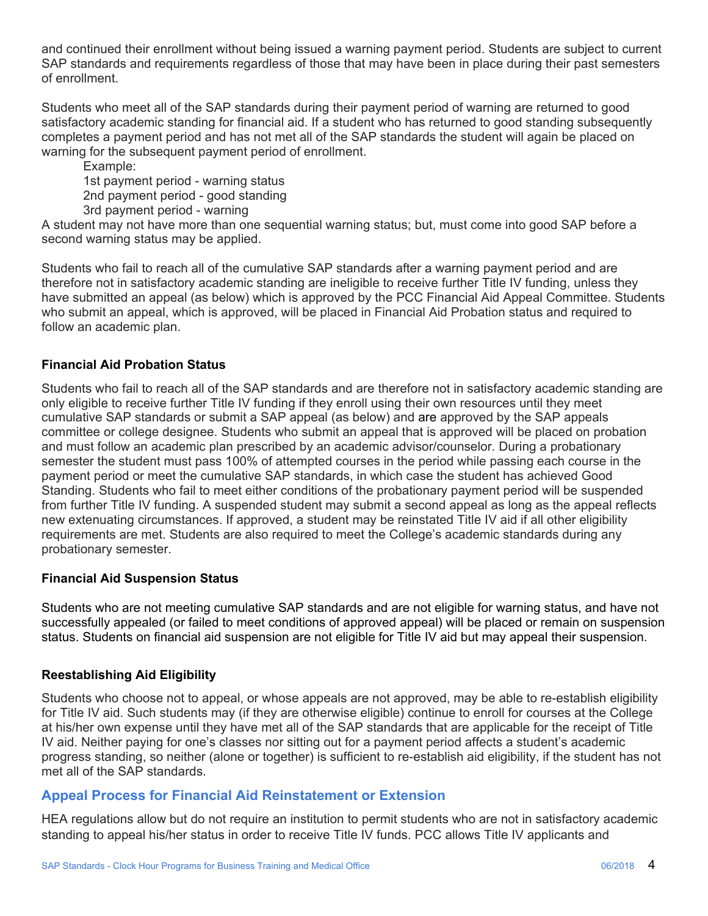and continued their enrollment without being issued a warning payment period. Students are subject to current SAP standards and requirements regardless of those that may have been in place during their past semesters of enrollment.

Students who meet all of the SAP standards during their payment period of warning are returned to good satisfactory academic standing for financial aid. If a student who has returned to good standing subsequently completes a payment period and has not met all of the SAP standards the student will again be placed on warning for the subsequent payment period of enrollment.

Example:
1st payment period - warning status
2nd payment period - good standing
3rd payment period - warning

A student may not have more than one sequential warning status; but, must come into good SAP before a second warning status may be applied.

Students who fail to reach all of the cumulative SAP standards after a warning payment period and are therefore not in satisfactory academic standing are ineligible to receive further Title IV funding, unless they have submitted an appeal (as below) which is approved by the PCC Financial Aid Appeal Committee. Students who submit an appeal, which is approved, will be placed in Financial Aid Probation status and required to follow an academic plan.

**Financial Aid Probation Status**

Students who fail to reach all of the SAP standards and are therefore not in satisfactory academic standing are only eligible to receive further Title IV funding if they enroll using their own resources until they meet cumulative SAP standards or submit a SAP appeal (as below) and are approved by the SAP appeals committee or college designee. Students who submit an appeal that is approved will be placed on probation and must follow an academic plan prescribed by an academic advisor/counselor. During a probationary semester the student must pass 100% of attempted courses in the period while passing each course in the payment period or meet the cumulative SAP standards, in which case the student has achieved Good Standing. Students who fail to meet either conditions of the probationary payment period will be suspended from further Title IV funding. A suspended student may submit a second appeal as long as the appeal reflects new extenuating circumstances. If approved, a student may be reinstated Title IV aid if all other eligibility requirements are met. Students are also required to meet the College's academic standards during any probationary semester.

**Financial Aid Suspension Status**

Students who are not meeting cumulative SAP standards and are not eligible for warning status, and have not successfully appealed (or failed to meet conditions of approved appeal) will be placed or remain on suspension status. Students on financial aid suspension are not eligible for Title IV aid but may appeal their suspension.

**Reestablishing Aid Eligibility**

Students who choose not to appeal, or whose appeals are not approved, may be able to re-establish eligibility for Title IV aid. Such students may (if they are otherwise eligible) continue to enroll for courses at the College at his/her own expense until they have met all of the SAP standards that are applicable for the receipt of Title IV aid. Neither paying for one's classes nor sitting out for a payment period affects a student's academic progress standing, so neither (alone or together) is sufficient to re-establish aid eligibility, if the student has not met all of the SAP standards.

## Appeal Process for Financial Aid Reinstatement or Extension

HEA regulations allow but do not require an institution to permit students who are not in satisfactory academic standing to appeal his/her status in order to receive Title IV funds. PCC allows Title IV applicants and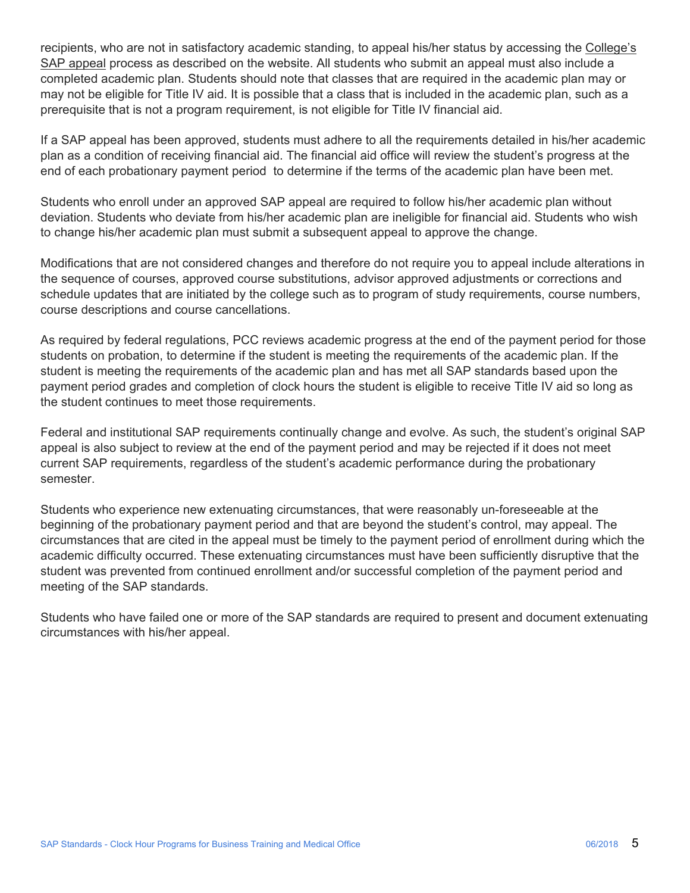recipients, who are not in satisfactory academic standing, to appeal his/her status by accessing the College's SAP appeal process as described on the website. All students who submit an appeal must also include a completed academic plan. Students should note that classes that are required in the academic plan may or may not be eligible for Title IV aid. It is possible that a class that is included in the academic plan, such as a prerequisite that is not a program requirement, is not eligible for Title IV financial aid.

If a SAP appeal has been approved, students must adhere to all the requirements detailed in his/her academic plan as a condition of receiving financial aid. The financial aid office will review the student's progress at the end of each probationary payment period to determine if the terms of the academic plan have been met.

Students who enroll under an approved SAP appeal are required to follow his/her academic plan without deviation. Students who deviate from his/her academic plan are ineligible for financial aid. Students who wish to change his/her academic plan must submit a subsequent appeal to approve the change.

Modifications that are not considered changes and therefore do not require you to appeal include alterations in the sequence of courses, approved course substitutions, advisor approved adjustments or corrections and schedule updates that are initiated by the college such as to program of study requirements, course numbers, course descriptions and course cancellations.

As required by federal regulations, PCC reviews academic progress at the end of the payment period for those students on probation, to determine if the student is meeting the requirements of the academic plan. If the student is meeting the requirements of the academic plan and has met all SAP standards based upon the payment period grades and completion of clock hours the student is eligible to receive Title IV aid so long as the student continues to meet those requirements.

Federal and institutional SAP requirements continually change and evolve. As such, the student's original SAP appeal is also subject to review at the end of the payment period and may be rejected if it does not meet current SAP requirements, regardless of the student's academic performance during the probationary semester.

Students who experience new extenuating circumstances, that were reasonably un-foreseeable at the beginning of the probationary payment period and that are beyond the student's control, may appeal. The circumstances that are cited in the appeal must be timely to the payment period of enrollment during which the academic difficulty occurred. These extenuating circumstances must have been sufficiently disruptive that the student was prevented from continued enrollment and/or successful completion of the payment period and meeting of the SAP standards.

Students who have failed one or more of the SAP standards are required to present and document extenuating circumstances with his/her appeal.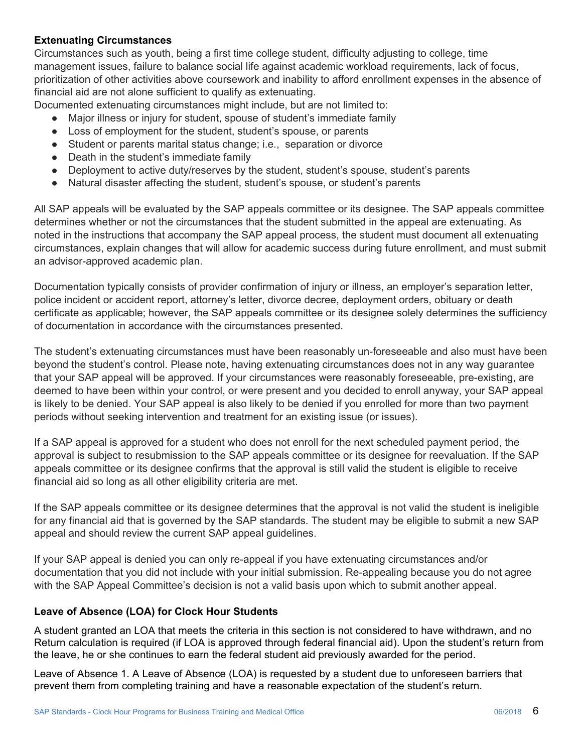**Extenuating Circumstances**

Circumstances such as youth, being a first time college student, difficulty adjusting to college, time management issues, failure to balance social life against academic workload requirements, lack of focus, prioritization of other activities above coursework and inability to afford enrollment expenses in the absence of financial aid are not alone sufficient to qualify as extenuating.

Documented extenuating circumstances might include, but are not limited to:

- Major illness or injury for student, spouse of student's immediate family
- Loss of employment for the student, student's spouse, or parents
- Student or parents marital status change; i.e., separation or divorce
- Death in the student's immediate family
- Deployment to active duty/reserves by the student, student's spouse, student's parents
- Natural disaster affecting the student, student's spouse, or student's parents

All SAP appeals will be evaluated by the SAP appeals committee or its designee. The SAP appeals committee determines whether or not the circumstances that the student submitted in the appeal are extenuating. As noted in the instructions that accompany the SAP appeal process, the student must document all extenuating circumstances, explain changes that will allow for academic success during future enrollment, and must submit an advisor-approved academic plan.

Documentation typically consists of provider confirmation of injury or illness, an employer's separation letter, police incident or accident report, attorney's letter, divorce decree, deployment orders, obituary or death certificate as applicable; however, the SAP appeals committee or its designee solely determines the sufficiency of documentation in accordance with the circumstances presented.

The student's extenuating circumstances must have been reasonably un-foreseeable and also must have been beyond the student's control. Please note, having extenuating circumstances does not in any way guarantee that your SAP appeal will be approved. If your circumstances were reasonably foreseeable, pre-existing, are deemed to have been within your control, or were present and you decided to enroll anyway, your SAP appeal is likely to be denied. Your SAP appeal is also likely to be denied if you enrolled for more than two payment periods without seeking intervention and treatment for an existing issue (or issues).

If a SAP appeal is approved for a student who does not enroll for the next scheduled payment period, the approval is subject to resubmission to the SAP appeals committee or its designee for reevaluation. If the SAP appeals committee or its designee confirms that the approval is still valid the student is eligible to receive financial aid so long as all other eligibility criteria are met.

If the SAP appeals committee or its designee determines that the approval is not valid the student is ineligible for any financial aid that is governed by the SAP standards. The student may be eligible to submit a new SAP appeal and should review the current SAP appeal guidelines.

If your SAP appeal is denied you can only re-appeal if you have extenuating circumstances and/or documentation that you did not include with your initial submission. Re-appealing because you do not agree with the SAP Appeal Committee's decision is not a valid basis upon which to submit another appeal.

**Leave of Absence (LOA) for Clock Hour Students**

A student granted an LOA that meets the criteria in this section is not considered to have withdrawn, and no Return calculation is required (if LOA is approved through federal financial aid). Upon the student's return from the leave, he or she continues to earn the federal student aid previously awarded for the period.

Leave of Absence 1. A Leave of Absence (LOA) is requested by a student due to unforeseen barriers that prevent them from completing training and have a reasonable expectation of the student's return.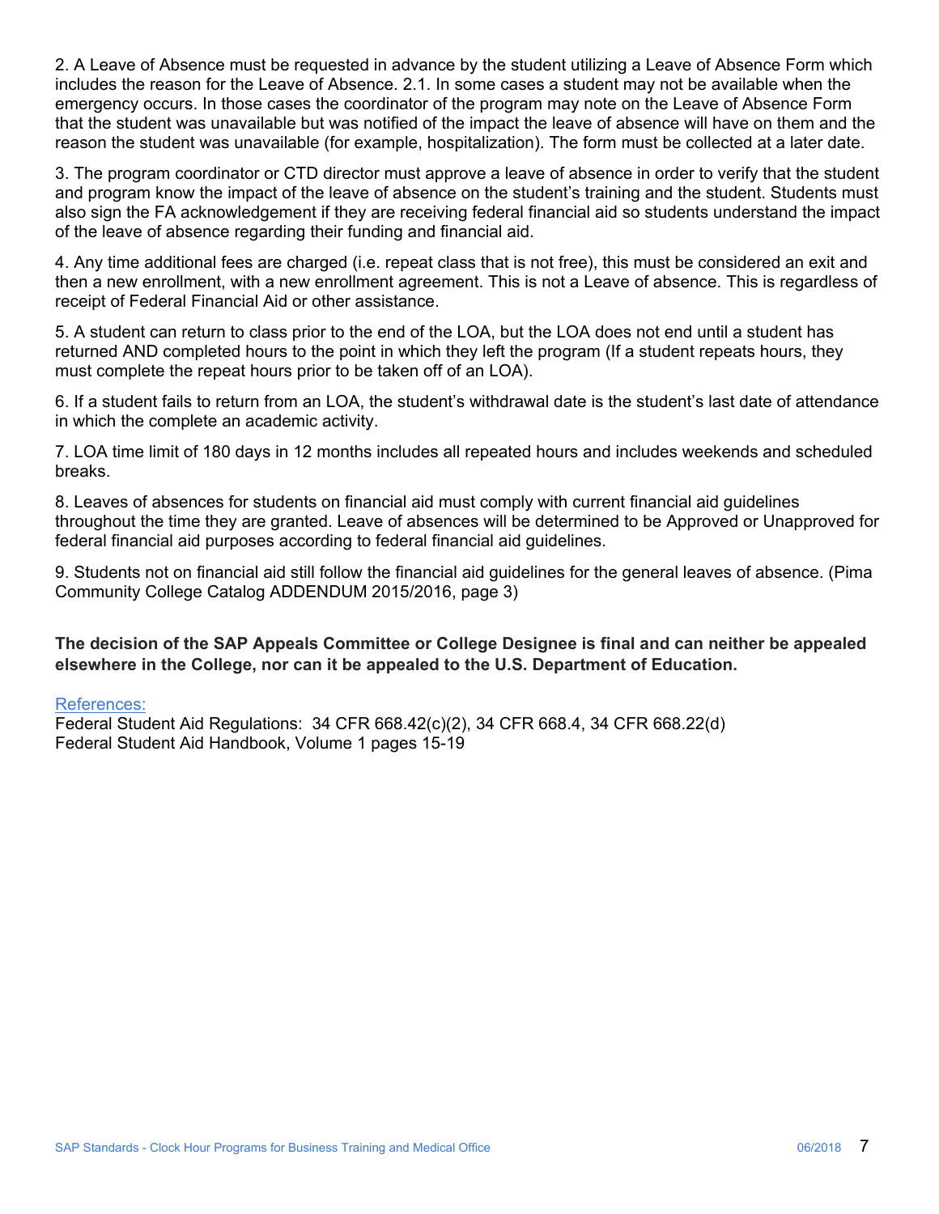2. A Leave of Absence must be requested in advance by the student utilizing a Leave of Absence Form which includes the reason for the Leave of Absence. 2.1. In some cases a student may not be available when the emergency occurs. In those cases the coordinator of the program may note on the Leave of Absence Form that the student was unavailable but was notified of the impact the leave of absence will have on them and the reason the student was unavailable (for example, hospitalization). The form must be collected at a later date.

3. The program coordinator or CTD director must approve a leave of absence in order to verify that the student and program know the impact of the leave of absence on the student's training and the student. Students must also sign the FA acknowledgement if they are receiving federal financial aid so students understand the impact of the leave of absence regarding their funding and financial aid.

4. Any time additional fees are charged (i.e. repeat class that is not free), this must be considered an exit and then a new enrollment, with a new enrollment agreement. This is not a Leave of absence. This is regardless of receipt of Federal Financial Aid or other assistance.

5. A student can return to class prior to the end of the LOA, but the LOA does not end until a student has returned AND completed hours to the point in which they left the program (If a student repeats hours, they must complete the repeat hours prior to be taken off of an LOA).

6. If a student fails to return from an LOA, the student's withdrawal date is the student's last date of attendance in which the complete an academic activity.

7. LOA time limit of 180 days in 12 months includes all repeated hours and includes weekends and scheduled breaks.

8. Leaves of absences for students on financial aid must comply with current financial aid guidelines throughout the time they are granted. Leave of absences will be determined to be Approved or Unapproved for federal financial aid purposes according to federal financial aid guidelines.

9. Students not on financial aid still follow the financial aid guidelines for the general leaves of absence. (Pima Community College Catalog ADDENDUM 2015/2016, page 3)

**The decision of the SAP Appeals Committee or College Designee is final and can neither be appealed elsewhere in the College, nor can it be appealed to the U.S. Department of Education.**

References:

Federal Student Aid Regulations: 34 CFR 668.42(c)(2), 34 CFR 668.4, 34 CFR 668.22(d)

Federal Student Aid Handbook, Volume 1 pages 15-19